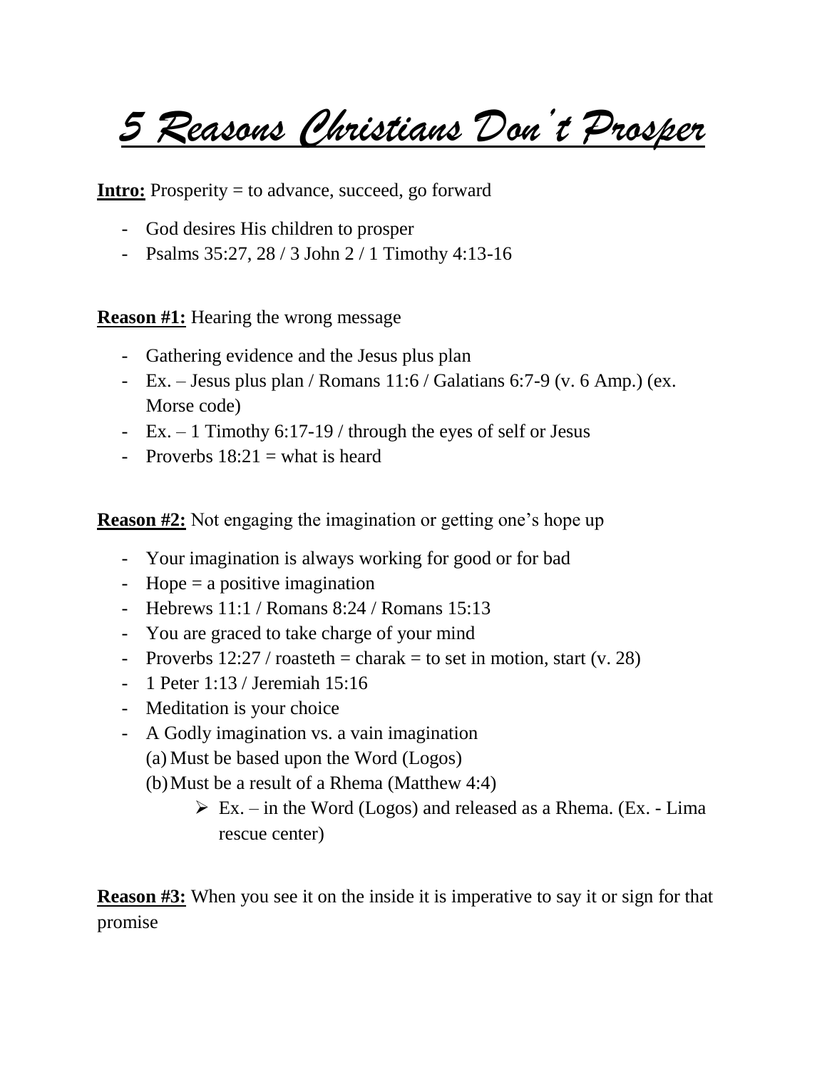# *5 Reasons Christians Don't Prosper*

**Intro:** Prosperity = to advance, succeed, go forward

- God desires His children to prosper
- Psalms 35:27, 28 / 3 John 2 / 1 Timothy 4:13-16

**Reason #1:** Hearing the wrong message

- Gathering evidence and the Jesus plus plan
- Ex. – Jesus plus plan / Romans 11:6 / Galatians 6:7-9 (v. 6 Amp.) (ex. Morse code)
- Ex. – 1 Timothy 6:17-19 / through the eyes of self or Jesus
- Proverbs 18:21 = what is heard

**Reason #2:** Not engaging the imagination or getting one's hope up

- Your imagination is always working for good or for bad
- Hope = a positive imagination
- Hebrews 11:1 / Romans 8:24 / Romans 15:13
- You are graced to take charge of your mind
- Proverbs 12:27 / roasteth = charak = to set in motion, start (v. 28)
- 1 Peter 1:13 / Jeremiah 15:16
- Meditation is your choice
- A Godly imagination vs. a vain imagination
  - (a) Must be based upon the Word (Logos)
  - (b) Must be a result of a Rhema (Matthew 4:4)
    - Ex. – in the Word (Logos) and released as a Rhema. (Ex. - Lima rescue center)

**Reason #3:** When you see it on the inside it is imperative to say it or sign for that promise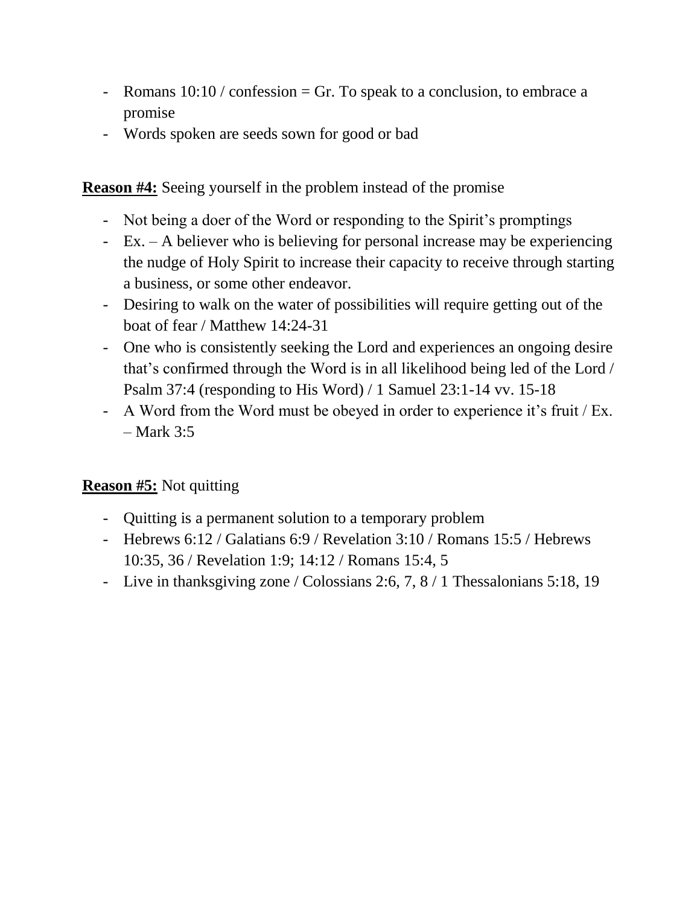- Romans 10:10 / confession = Gr. To speak to a conclusion, to embrace a promise
- Words spoken are seeds sown for good or bad

**Reason #4:** Seeing yourself in the problem instead of the promise

- Not being a doer of the Word or responding to the Spirit's promptings
- Ex. – A believer who is believing for personal increase may be experiencing the nudge of Holy Spirit to increase their capacity to receive through starting a business, or some other endeavor.
- Desiring to walk on the water of possibilities will require getting out of the boat of fear / Matthew 14:24-31
- One who is consistently seeking the Lord and experiences an ongoing desire that's confirmed through the Word is in all likelihood being led of the Lord / Psalm 37:4 (responding to His Word) / 1 Samuel 23:1-14 vv. 15-18
- A Word from the Word must be obeyed in order to experience it's fruit / Ex. – Mark 3:5

**Reason #5:** Not quitting

- Quitting is a permanent solution to a temporary problem
- Hebrews 6:12 / Galatians 6:9 / Revelation 3:10 / Romans 15:5 / Hebrews 10:35, 36 / Revelation 1:9; 14:12 / Romans 15:4, 5
- Live in thanksgiving zone / Colossians 2:6, 7, 8 / 1 Thessalonians 5:18, 19